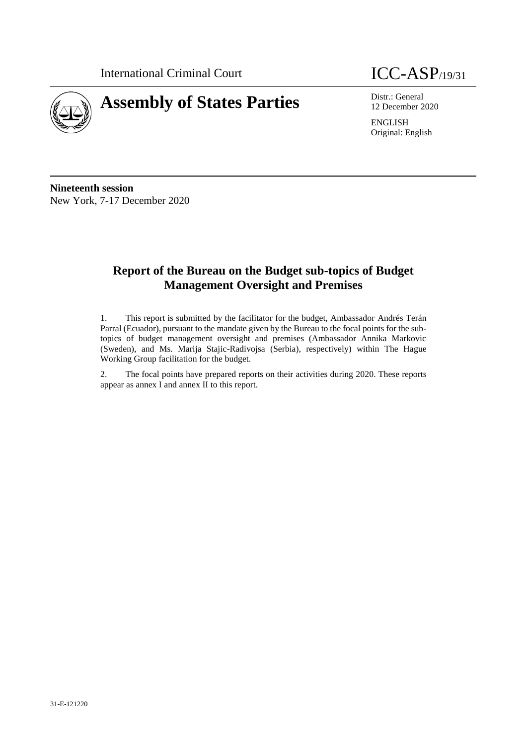International Criminal Court

# Assembly of States Parties

ICC-ASP/19/31

Distr.: General
12 December 2020

ENGLISH
Original: English

**Nineteenth session**
New York, 7-17 December 2020

## Report of the Bureau on the Budget sub-topics of Budget Management Oversight and Premises

1. This report is submitted by the facilitator for the budget, Ambassador Andrés Terán Parral (Ecuador), pursuant to the mandate given by the Bureau to the focal points for the sub-topics of budget management oversight and premises (Ambassador Annika Markovic (Sweden), and Ms. Marija Stajic-Radivojsa (Serbia), respectively) within The Hague Working Group facilitation for the budget.

2. The focal points have prepared reports on their activities during 2020. These reports appear as annex I and annex II to this report.

31-E-121220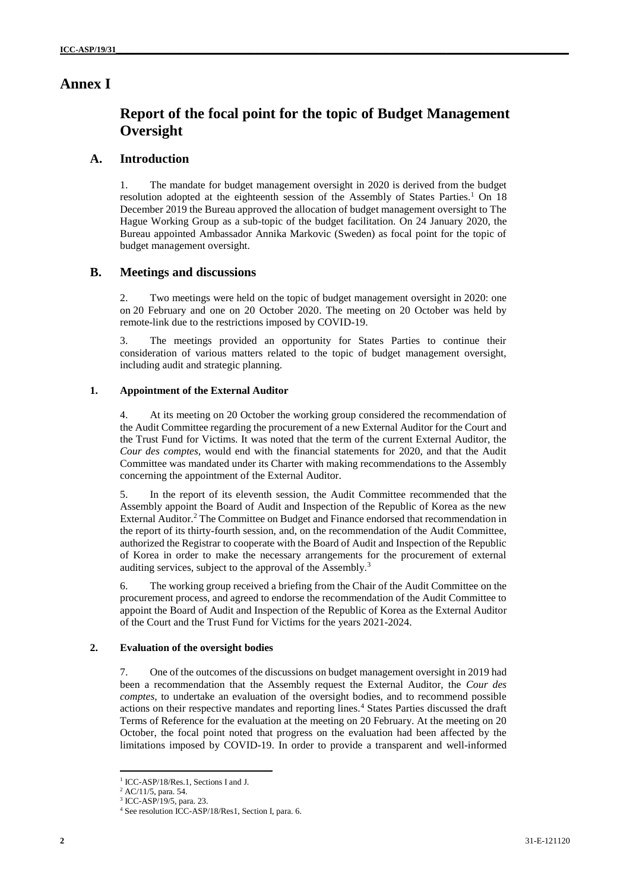# Annex I

## Report of the focal point for the topic of Budget Management Oversight

### A. Introduction

1. The mandate for budget management oversight in 2020 is derived from the budget resolution adopted at the eighteenth session of the Assembly of States Parties.[1] On 18 December 2019 the Bureau approved the allocation of budget management oversight to The Hague Working Group as a sub-topic of the budget facilitation. On 24 January 2020, the Bureau appointed Ambassador Annika Markovic (Sweden) as focal point for the topic of budget management oversight.

### B. Meetings and discussions

2. Two meetings were held on the topic of budget management oversight in 2020: one on 20 February and one on 20 October 2020. The meeting on 20 October was held by remote-link due to the restrictions imposed by COVID-19.

3. The meetings provided an opportunity for States Parties to continue their consideration of various matters related to the topic of budget management oversight, including audit and strategic planning.

#### 1. Appointment of the External Auditor

4. At its meeting on 20 October the working group considered the recommendation of the Audit Committee regarding the procurement of a new External Auditor for the Court and the Trust Fund for Victims. It was noted that the term of the current External Auditor, the *Cour des comptes*, would end with the financial statements for 2020, and that the Audit Committee was mandated under its Charter with making recommendations to the Assembly concerning the appointment of the External Auditor.

5. In the report of its eleventh session, the Audit Committee recommended that the Assembly appoint the Board of Audit and Inspection of the Republic of Korea as the new External Auditor.[2] The Committee on Budget and Finance endorsed that recommendation in the report of its thirty-fourth session, and, on the recommendation of the Audit Committee, authorized the Registrar to cooperate with the Board of Audit and Inspection of the Republic of Korea in order to make the necessary arrangements for the procurement of external auditing services, subject to the approval of the Assembly.[3]

6. The working group received a briefing from the Chair of the Audit Committee on the procurement process, and agreed to endorse the recommendation of the Audit Committee to appoint the Board of Audit and Inspection of the Republic of Korea as the External Auditor of the Court and the Trust Fund for Victims for the years 2021-2024.

#### 2. Evaluation of the oversight bodies

7. One of the outcomes of the discussions on budget management oversight in 2019 had been a recommendation that the Assembly request the External Auditor, the *Cour des comptes*, to undertake an evaluation of the oversight bodies, and to recommend possible actions on their respective mandates and reporting lines.[4] States Parties discussed the draft Terms of Reference for the evaluation at the meeting on 20 February. At the meeting on 20 October, the focal point noted that progress on the evaluation had been affected by the limitations imposed by COVID-19. In order to provide a transparent and well-informed

---

[1] ICC-ASP/18/Res.1, Sections I and J.

[2] AC/11/5, para. 54.

[3] ICC-ASP/19/5, para. 23.

[4] See resolution ICC-ASP/18/Res1, Section I, para. 6.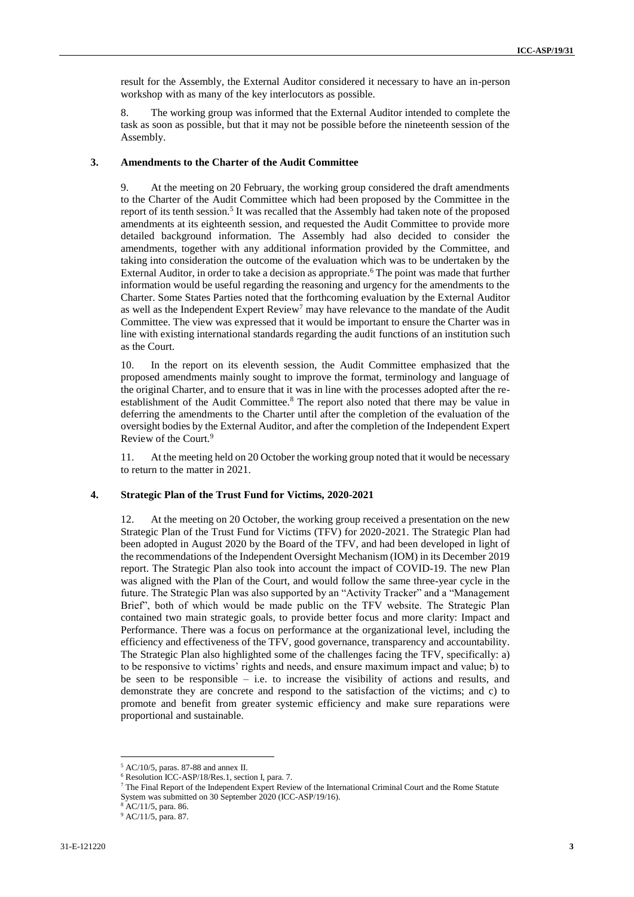result for the Assembly, the External Auditor considered it necessary to have an in-person workshop with as many of the key interlocutors as possible.

8. The working group was informed that the External Auditor intended to complete the task as soon as possible, but that it may not be possible before the nineteenth session of the Assembly.

### 3. Amendments to the Charter of the Audit Committee

9. At the meeting on 20 February, the working group considered the draft amendments to the Charter of the Audit Committee which had been proposed by the Committee in the report of its tenth session.[5] It was recalled that the Assembly had taken note of the proposed amendments at its eighteenth session, and requested the Audit Committee to provide more detailed background information. The Assembly had also decided to consider the amendments, together with any additional information provided by the Committee, and taking into consideration the outcome of the evaluation which was to be undertaken by the External Auditor, in order to take a decision as appropriate.[6] The point was made that further information would be useful regarding the reasoning and urgency for the amendments to the Charter. Some States Parties noted that the forthcoming evaluation by the External Auditor as well as the Independent Expert Review[7] may have relevance to the mandate of the Audit Committee. The view was expressed that it would be important to ensure the Charter was in line with existing international standards regarding the audit functions of an institution such as the Court.

10. In the report on its eleventh session, the Audit Committee emphasized that the proposed amendments mainly sought to improve the format, terminology and language of the original Charter, and to ensure that it was in line with the processes adopted after the re-establishment of the Audit Committee.[8] The report also noted that there may be value in deferring the amendments to the Charter until after the completion of the evaluation of the oversight bodies by the External Auditor, and after the completion of the Independent Expert Review of the Court.[9]

11. At the meeting held on 20 October the working group noted that it would be necessary to return to the matter in 2021.

### 4. Strategic Plan of the Trust Fund for Victims, 2020-2021

12. At the meeting on 20 October, the working group received a presentation on the new Strategic Plan of the Trust Fund for Victims (TFV) for 2020-2021. The Strategic Plan had been adopted in August 2020 by the Board of the TFV, and had been developed in light of the recommendations of the Independent Oversight Mechanism (IOM) in its December 2019 report. The Strategic Plan also took into account the impact of COVID-19. The new Plan was aligned with the Plan of the Court, and would follow the same three-year cycle in the future. The Strategic Plan was also supported by an "Activity Tracker" and a "Management Brief", both of which would be made public on the TFV website. The Strategic Plan contained two main strategic goals, to provide better focus and more clarity: Impact and Performance. There was a focus on performance at the organizational level, including the efficiency and effectiveness of the TFV, good governance, transparency and accountability. The Strategic Plan also highlighted some of the challenges facing the TFV, specifically: a) to be responsive to victims' rights and needs, and ensure maximum impact and value; b) to be seen to be responsible – i.e. to increase the visibility of actions and results, and demonstrate they are concrete and respond to the satisfaction of the victims; and c) to promote and benefit from greater systemic efficiency and make sure reparations were proportional and sustainable.

---

[5] AC/10/5, paras. 87-88 and annex II.

[6] Resolution ICC-ASP/18/Res.1, section I, para. 7.

[7] The Final Report of the Independent Expert Review of the International Criminal Court and the Rome Statute System was submitted on 30 September 2020 (ICC-ASP/19/16).

[8] AC/11/5, para. 86.

[9] AC/11/5, para. 87.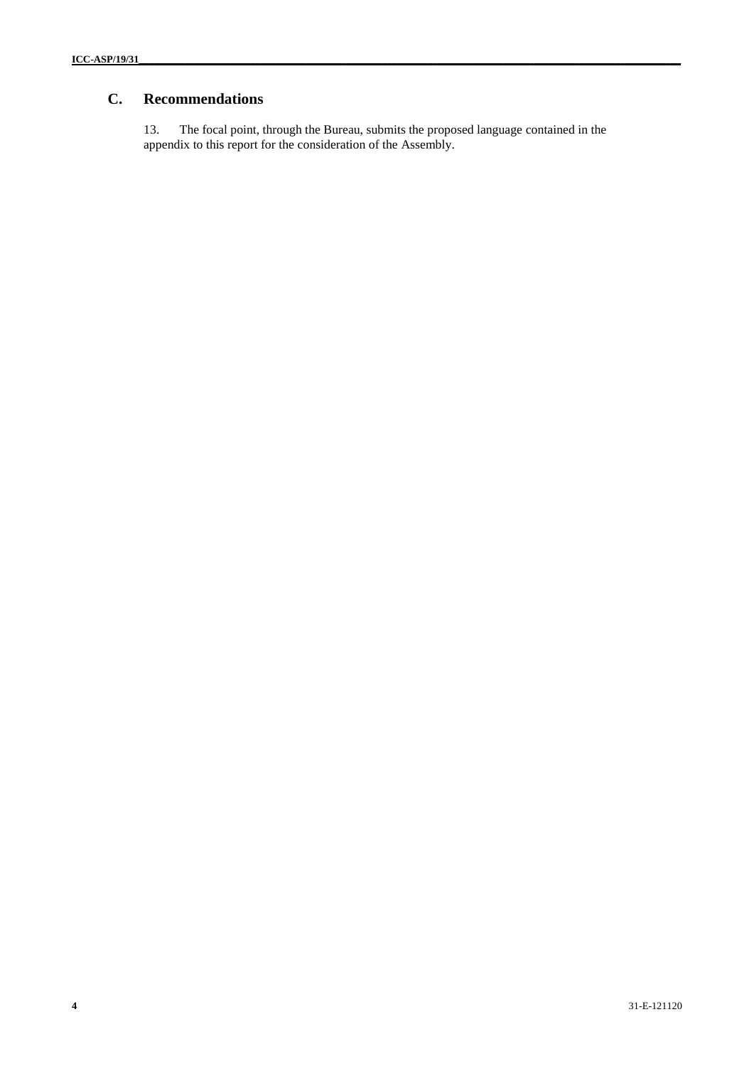## C. Recommendations

13. The focal point, through the Bureau, submits the proposed language contained in the appendix to this report for the consideration of the Assembly.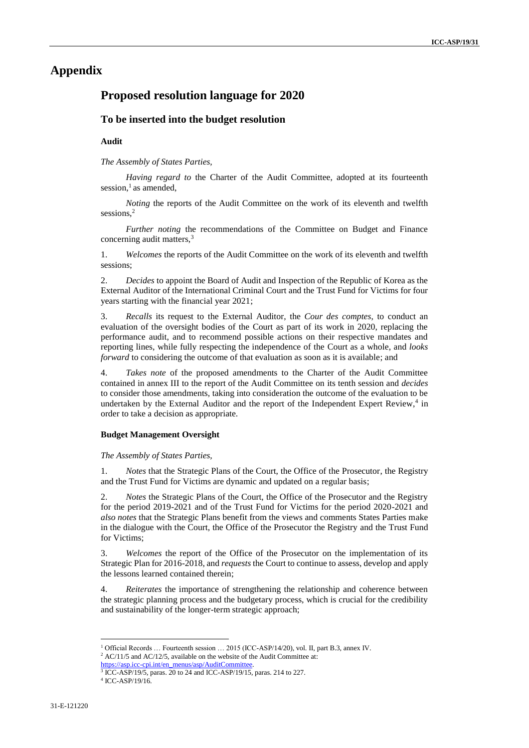# Appendix

## Proposed resolution language for 2020

### To be inserted into the budget resolution

**Audit**

*The Assembly of States Parties,*

*Having regard to* the Charter of the Audit Committee, adopted at its fourteenth session,[1] as amended,

*Noting* the reports of the Audit Committee on the work of its eleventh and twelfth sessions,[2]

*Further noting* the recommendations of the Committee on Budget and Finance concerning audit matters,[3]

1. *Welcomes* the reports of the Audit Committee on the work of its eleventh and twelfth sessions;

2. *Decides* to appoint the Board of Audit and Inspection of the Republic of Korea as the External Auditor of the International Criminal Court and the Trust Fund for Victims for four years starting with the financial year 2021;

3. *Recalls* its request to the External Auditor, the *Cour des comptes,* to conduct an evaluation of the oversight bodies of the Court as part of its work in 2020, replacing the performance audit, and to recommend possible actions on their respective mandates and reporting lines, while fully respecting the independence of the Court as a whole, and *looks forward* to considering the outcome of that evaluation as soon as it is available; and

4. *Takes note* of the proposed amendments to the Charter of the Audit Committee contained in annex III to the report of the Audit Committee on its tenth session and *decides* to consider those amendments, taking into consideration the outcome of the evaluation to be undertaken by the External Auditor and the report of the Independent Expert Review,[4] in order to take a decision as appropriate.

**Budget Management Oversight**

*The Assembly of States Parties,*

1. *Notes* that the Strategic Plans of the Court, the Office of the Prosecutor, the Registry and the Trust Fund for Victims are dynamic and updated on a regular basis;

2. *Notes* the Strategic Plans of the Court, the Office of the Prosecutor and the Registry for the period 2019-2021 and of the Trust Fund for Victims for the period 2020-2021 and *also notes* that the Strategic Plans benefit from the views and comments States Parties make in the dialogue with the Court, the Office of the Prosecutor the Registry and the Trust Fund for Victims;

3. *Welcomes* the report of the Office of the Prosecutor on the implementation of its Strategic Plan for 2016-2018, and *requests* the Court to continue to assess, develop and apply the lessons learned contained therein;

4. *Reiterates* the importance of strengthening the relationship and coherence between the strategic planning process and the budgetary process, which is crucial for the credibility and sustainability of the longer-term strategic approach;

---

[1] Official Records … Fourteenth session … 2015 (ICC-ASP/14/20), vol. II, part B.3, annex IV.

[2] AC/11/5 and AC/12/5, available on the website of the Audit Committee at: https://asp.icc-cpi.int/en_menus/asp/AuditCommittee.

[3] ICC-ASP/19/5, paras. 20 to 24 and ICC-ASP/19/15, paras. 214 to 227.

[4] ICC-ASP/19/16.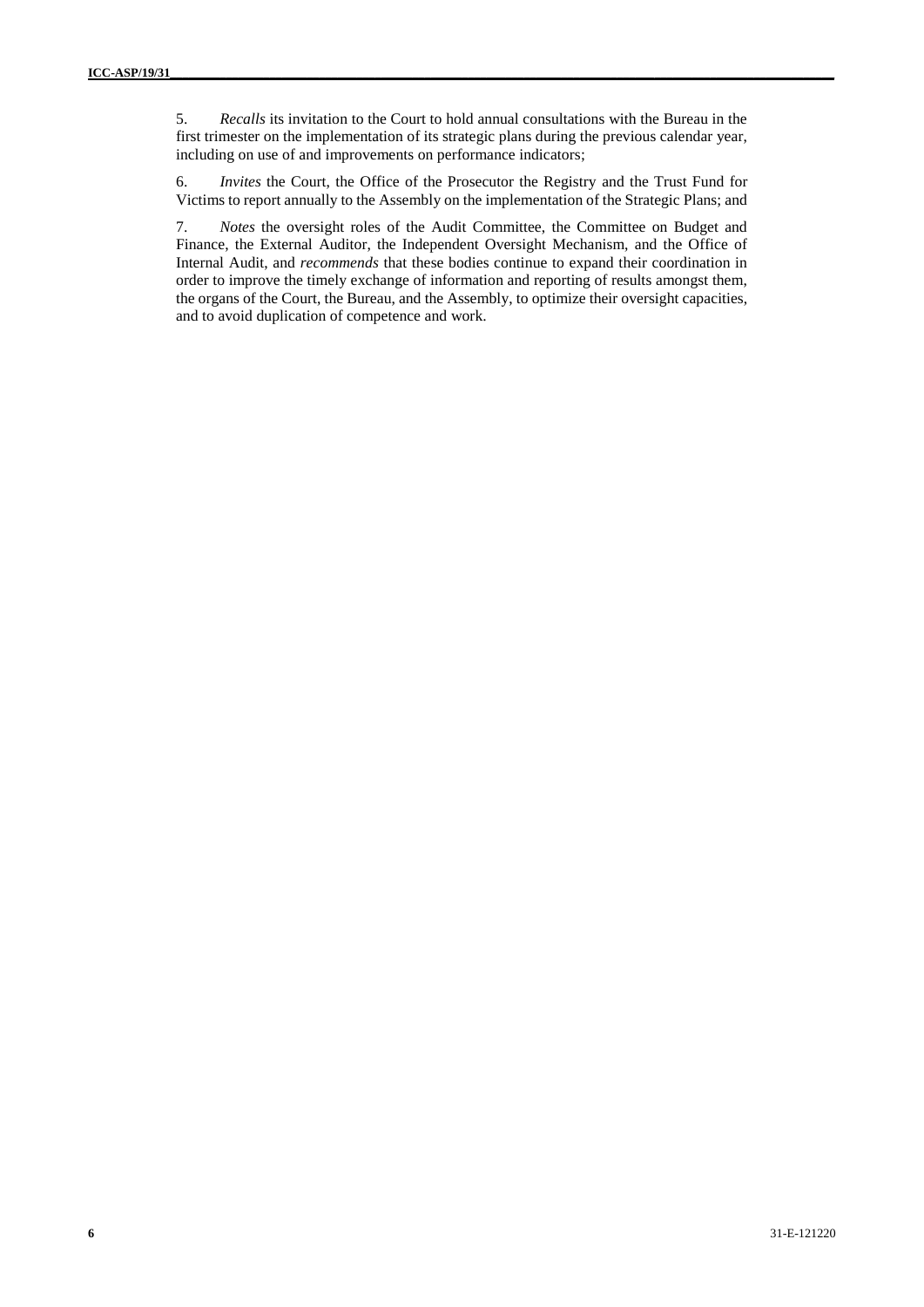5. *Recalls* its invitation to the Court to hold annual consultations with the Bureau in the first trimester on the implementation of its strategic plans during the previous calendar year, including on use of and improvements on performance indicators;

6. *Invites* the Court, the Office of the Prosecutor the Registry and the Trust Fund for Victims to report annually to the Assembly on the implementation of the Strategic Plans; and

7. *Notes* the oversight roles of the Audit Committee, the Committee on Budget and Finance, the External Auditor, the Independent Oversight Mechanism, and the Office of Internal Audit, and *recommends* that these bodies continue to expand their coordination in order to improve the timely exchange of information and reporting of results amongst them, the organs of the Court, the Bureau, and the Assembly, to optimize their oversight capacities, and to avoid duplication of competence and work.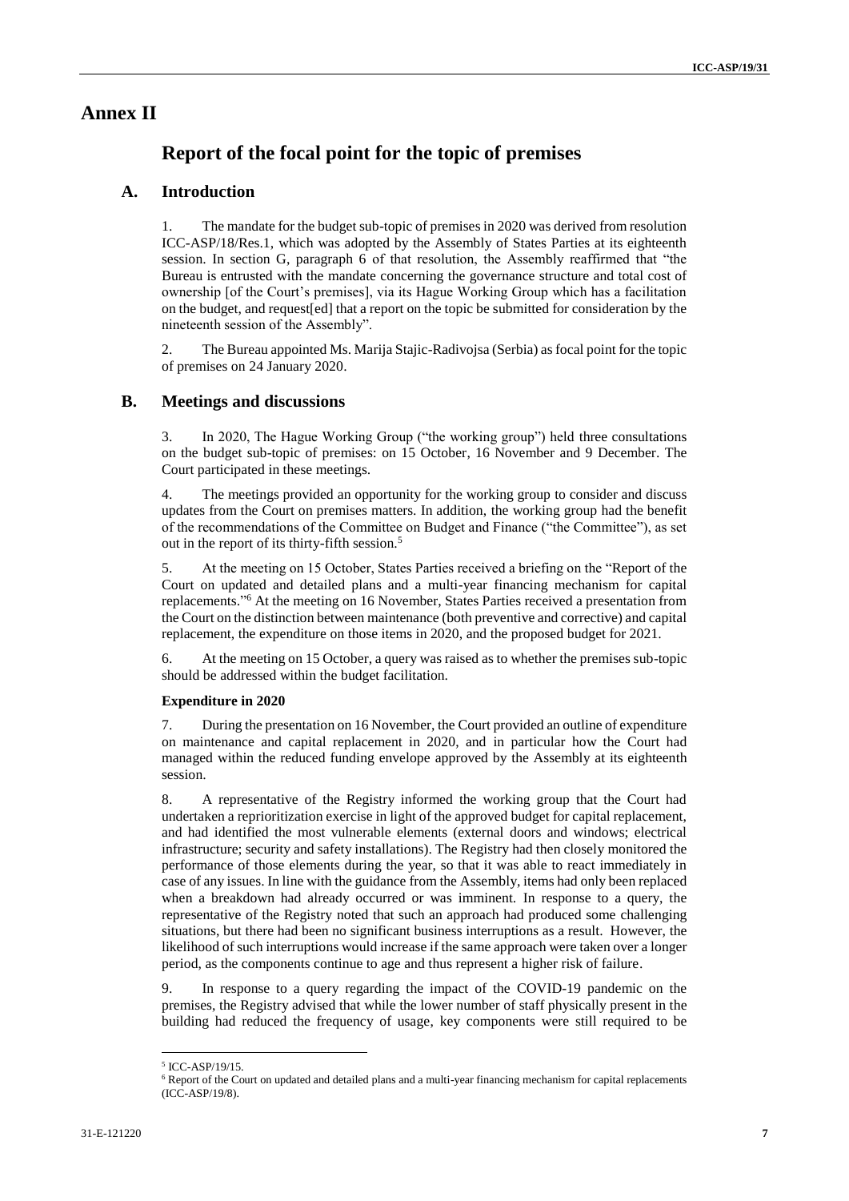# Annex II

## Report of the focal point for the topic of premises

### A. Introduction

1. The mandate for the budget sub-topic of premises in 2020 was derived from resolution ICC-ASP/18/Res.1, which was adopted by the Assembly of States Parties at its eighteenth session. In section G, paragraph 6 of that resolution, the Assembly reaffirmed that "the Bureau is entrusted with the mandate concerning the governance structure and total cost of ownership [of the Court's premises], via its Hague Working Group which has a facilitation on the budget, and request[ed] that a report on the topic be submitted for consideration by the nineteenth session of the Assembly".

2. The Bureau appointed Ms. Marija Stajic-Radivojsa (Serbia) as focal point for the topic of premises on 24 January 2020.

### B. Meetings and discussions

3. In 2020, The Hague Working Group ("the working group") held three consultations on the budget sub-topic of premises: on 15 October, 16 November and 9 December. The Court participated in these meetings.

4. The meetings provided an opportunity for the working group to consider and discuss updates from the Court on premises matters. In addition, the working group had the benefit of the recommendations of the Committee on Budget and Finance ("the Committee"), as set out in the report of its thirty-fifth session.[5]

5. At the meeting on 15 October, States Parties received a briefing on the "Report of the Court on updated and detailed plans and a multi-year financing mechanism for capital replacements."[6] At the meeting on 16 November, States Parties received a presentation from the Court on the distinction between maintenance (both preventive and corrective) and capital replacement, the expenditure on those items in 2020, and the proposed budget for 2021.

6. At the meeting on 15 October, a query was raised as to whether the premises sub-topic should be addressed within the budget facilitation.

**Expenditure in 2020**

7. During the presentation on 16 November, the Court provided an outline of expenditure on maintenance and capital replacement in 2020, and in particular how the Court had managed within the reduced funding envelope approved by the Assembly at its eighteenth session.

8. A representative of the Registry informed the working group that the Court had undertaken a reprioritization exercise in light of the approved budget for capital replacement, and had identified the most vulnerable elements (external doors and windows; electrical infrastructure; security and safety installations). The Registry had then closely monitored the performance of those elements during the year, so that it was able to react immediately in case of any issues. In line with the guidance from the Assembly, items had only been replaced when a breakdown had already occurred or was imminent. In response to a query, the representative of the Registry noted that such an approach had produced some challenging situations, but there had been no significant business interruptions as a result. However, the likelihood of such interruptions would increase if the same approach were taken over a longer period, as the components continue to age and thus represent a higher risk of failure.

9. In response to a query regarding the impact of the COVID-19 pandemic on the premises, the Registry advised that while the lower number of staff physically present in the building had reduced the frequency of usage, key components were still required to be

[5] ICC-ASP/19/15.

[6] Report of the Court on updated and detailed plans and a multi-year financing mechanism for capital replacements (ICC-ASP/19/8).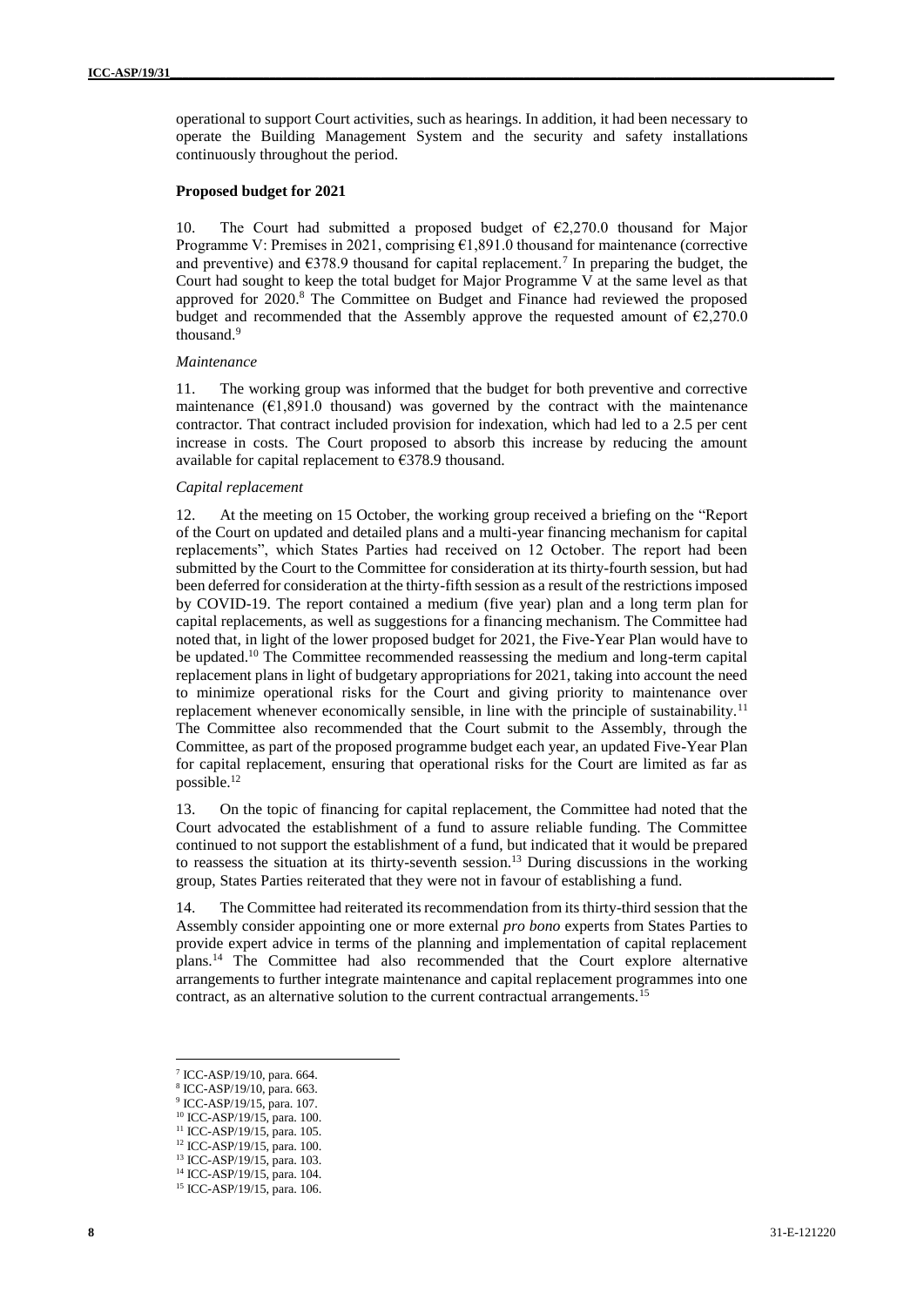operational to support Court activities, such as hearings. In addition, it had been necessary to operate the Building Management System and the security and safety installations continuously throughout the period.

**Proposed budget for 2021**

10. The Court had submitted a proposed budget of €2,270.0 thousand for Major Programme V: Premises in 2021, comprising €1,891.0 thousand for maintenance (corrective and preventive) and €378.9 thousand for capital replacement.[7] In preparing the budget, the Court had sought to keep the total budget for Major Programme V at the same level as that approved for 2020.[8] The Committee on Budget and Finance had reviewed the proposed budget and recommended that the Assembly approve the requested amount of €2,270.0 thousand.[9]

*Maintenance*

11. The working group was informed that the budget for both preventive and corrective maintenance (€1,891.0 thousand) was governed by the contract with the maintenance contractor. That contract included provision for indexation, which had led to a 2.5 per cent increase in costs. The Court proposed to absorb this increase by reducing the amount available for capital replacement to €378.9 thousand.

*Capital replacement*

12. At the meeting on 15 October, the working group received a briefing on the "Report of the Court on updated and detailed plans and a multi-year financing mechanism for capital replacements", which States Parties had received on 12 October. The report had been submitted by the Court to the Committee for consideration at its thirty-fourth session, but had been deferred for consideration at the thirty-fifth session as a result of the restrictions imposed by COVID-19. The report contained a medium (five year) plan and a long term plan for capital replacements, as well as suggestions for a financing mechanism. The Committee had noted that, in light of the lower proposed budget for 2021, the Five-Year Plan would have to be updated.[10] The Committee recommended reassessing the medium and long-term capital replacement plans in light of budgetary appropriations for 2021, taking into account the need to minimize operational risks for the Court and giving priority to maintenance over replacement whenever economically sensible, in line with the principle of sustainability.[11] The Committee also recommended that the Court submit to the Assembly, through the Committee, as part of the proposed programme budget each year, an updated Five-Year Plan for capital replacement, ensuring that operational risks for the Court are limited as far as possible.[12]

13. On the topic of financing for capital replacement, the Committee had noted that the Court advocated the establishment of a fund to assure reliable funding. The Committee continued to not support the establishment of a fund, but indicated that it would be prepared to reassess the situation at its thirty-seventh session.[13] During discussions in the working group, States Parties reiterated that they were not in favour of establishing a fund.

14. The Committee had reiterated its recommendation from its thirty-third session that the Assembly consider appointing one or more external *pro bono* experts from States Parties to provide expert advice in terms of the planning and implementation of capital replacement plans.[14] The Committee had also recommended that the Court explore alternative arrangements to further integrate maintenance and capital replacement programmes into one contract, as an alternative solution to the current contractual arrangements.[15]

---

[7] ICC-ASP/19/10, para. 664.
[8] ICC-ASP/19/10, para. 663.
[9] ICC-ASP/19/15, para. 107.
[10] ICC-ASP/19/15, para. 100.
[11] ICC-ASP/19/15, para. 105.
[12] ICC-ASP/19/15, para. 100.
[13] ICC-ASP/19/15, para. 103.
[14] ICC-ASP/19/15, para. 104.
[15] ICC-ASP/19/15, para. 106.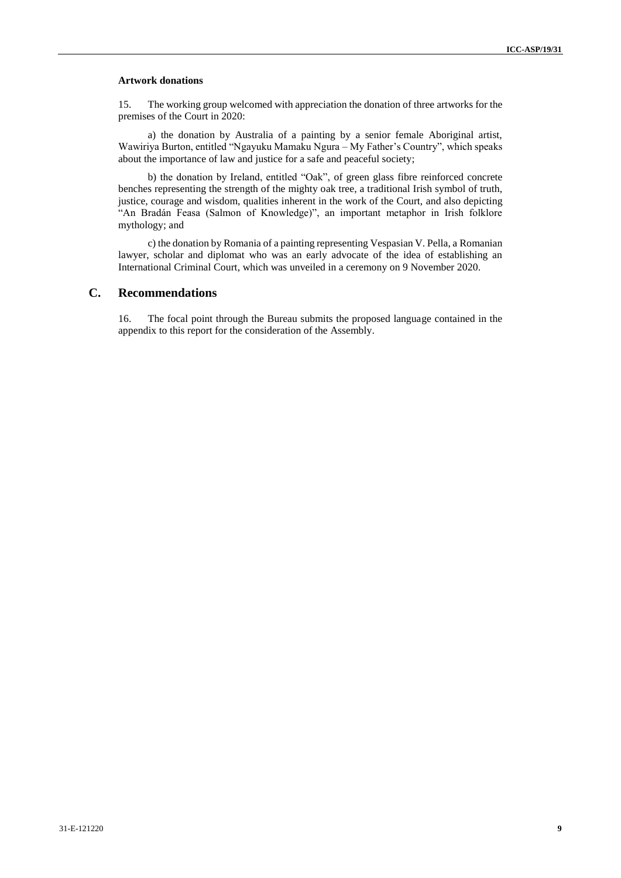**Artwork donations**

15. The working group welcomed with appreciation the donation of three artworks for the premises of the Court in 2020:

a) the donation by Australia of a painting by a senior female Aboriginal artist, Wawiriya Burton, entitled "Ngayuku Mamaku Ngura – My Father's Country", which speaks about the importance of law and justice for a safe and peaceful society;

b) the donation by Ireland, entitled "Oak", of green glass fibre reinforced concrete benches representing the strength of the mighty oak tree, a traditional Irish symbol of truth, justice, courage and wisdom, qualities inherent in the work of the Court, and also depicting "An Bradán Feasa (Salmon of Knowledge)", an important metaphor in Irish folklore mythology; and

c) the donation by Romania of a painting representing Vespasian V. Pella, a Romanian lawyer, scholar and diplomat who was an early advocate of the idea of establishing an International Criminal Court, which was unveiled in a ceremony on 9 November 2020.

## C. Recommendations

16. The focal point through the Bureau submits the proposed language contained in the appendix to this report for the consideration of the Assembly.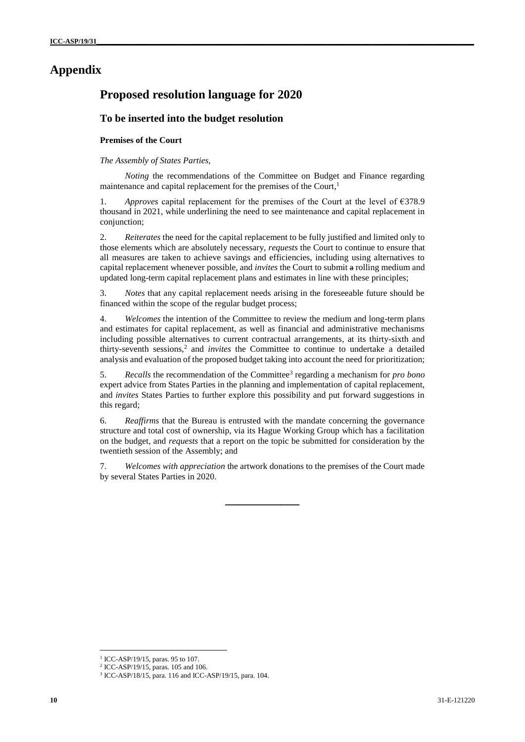# Appendix

## Proposed resolution language for 2020

### To be inserted into the budget resolution

**Premises of the Court**

*The Assembly of States Parties,*

*Noting* the recommendations of the Committee on Budget and Finance regarding maintenance and capital replacement for the premises of the Court,[1]

1. *Approves* capital replacement for the premises of the Court at the level of €378.9 thousand in 2021, while underlining the need to see maintenance and capital replacement in conjunction;

2. *Reiterates* the need for the capital replacement to be fully justified and limited only to those elements which are absolutely necessary, *requests* the Court to continue to ensure that all measures are taken to achieve savings and efficiencies, including using alternatives to capital replacement whenever possible, and *invites* the Court to submit ~~a~~ rolling medium and updated long-term capital replacement plans and estimates in line with these principles;

3. *Notes* that any capital replacement needs arising in the foreseeable future should be financed within the scope of the regular budget process;

4. *Welcomes* the intention of the Committee to review the medium and long-term plans and estimates for capital replacement, as well as financial and administrative mechanisms including possible alternatives to current contractual arrangements, at its thirty-sixth and thirty-seventh sessions,[2] and *invites* the Committee to continue to undertake a detailed analysis and evaluation of the proposed budget taking into account the need for prioritization;

5. *Recalls* the recommendation of the Committee[3] regarding a mechanism for *pro bono* expert advice from States Parties in the planning and implementation of capital replacement, and *invites* States Parties to further explore this possibility and put forward suggestions in this regard;

6. *Reaffirms* that the Bureau is entrusted with the mandate concerning the governance structure and total cost of ownership, via its Hague Working Group which has a facilitation on the budget, and *requests* that a report on the topic be submitted for consideration by the twentieth session of the Assembly; and

7. *Welcomes with appreciation* the artwork donations to the premises of the Court made by several States Parties in 2020.

---

[1] ICC-ASP/19/15, paras. 95 to 107.

[2] ICC-ASP/19/15, paras. 105 and 106.

[3] ICC-ASP/18/15, para. 116 and ICC-ASP/19/15, para. 104.